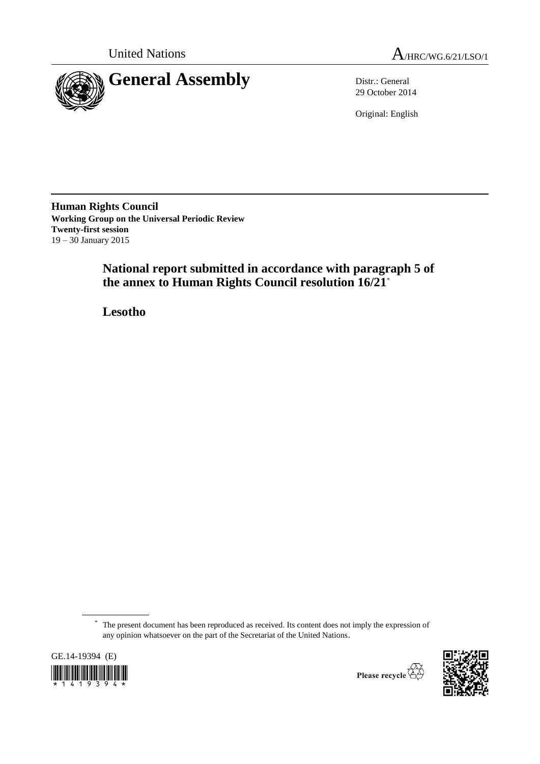United Nations

A/HRC/WG.6/21/LSO/1

# General Assembly

Distr.: General
29 October 2014

Original: English

**Human Rights Council**
**Working Group on the Universal Periodic Review**
**Twenty-first session**
19 – 30 January 2015

## National report submitted in accordance with paragraph 5 of the annex to Human Rights Council resolution 16/21*

## Lesotho

---

\* The present document has been reproduced as received. Its content does not imply the expression of any opinion whatsoever on the part of the Secretariat of the United Nations.

GE.14-19394 (E)

Please recycle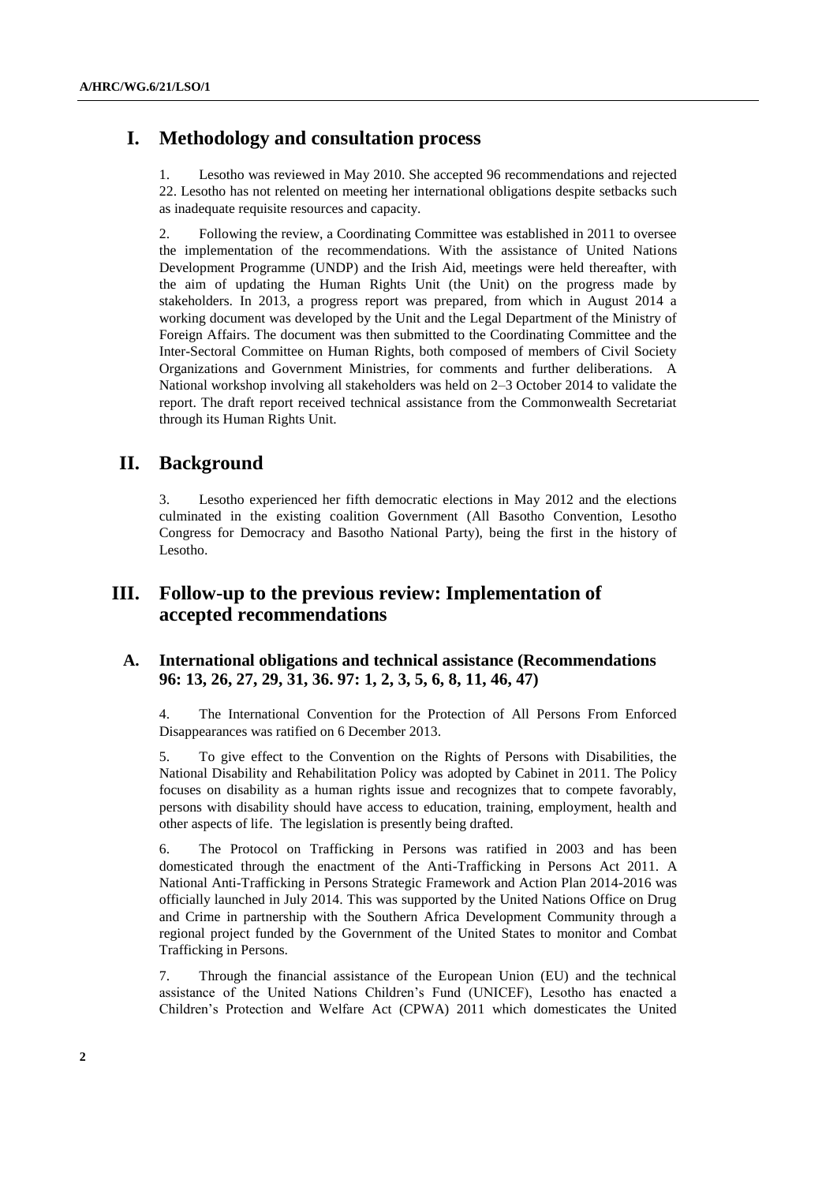# I. Methodology and consultation process

1. Lesotho was reviewed in May 2010. She accepted 96 recommendations and rejected 22. Lesotho has not relented on meeting her international obligations despite setbacks such as inadequate requisite resources and capacity.

2. Following the review, a Coordinating Committee was established in 2011 to oversee the implementation of the recommendations. With the assistance of United Nations Development Programme (UNDP) and the Irish Aid, meetings were held thereafter, with the aim of updating the Human Rights Unit (the Unit) on the progress made by stakeholders. In 2013, a progress report was prepared, from which in August 2014 a working document was developed by the Unit and the Legal Department of the Ministry of Foreign Affairs. The document was then submitted to the Coordinating Committee and the Inter-Sectoral Committee on Human Rights, both composed of members of Civil Society Organizations and Government Ministries, for comments and further deliberations. A National workshop involving all stakeholders was held on 2–3 October 2014 to validate the report. The draft report received technical assistance from the Commonwealth Secretariat through its Human Rights Unit.

# II. Background

3. Lesotho experienced her fifth democratic elections in May 2012 and the elections culminated in the existing coalition Government (All Basotho Convention, Lesotho Congress for Democracy and Basotho National Party), being the first in the history of Lesotho.

# III. Follow-up to the previous review: Implementation of accepted recommendations

## A. International obligations and technical assistance (Recommendations 96: 13, 26, 27, 29, 31, 36. 97: 1, 2, 3, 5, 6, 8, 11, 46, 47)

4. The International Convention for the Protection of All Persons From Enforced Disappearances was ratified on 6 December 2013.

5. To give effect to the Convention on the Rights of Persons with Disabilities, the National Disability and Rehabilitation Policy was adopted by Cabinet in 2011. The Policy focuses on disability as a human rights issue and recognizes that to compete favorably, persons with disability should have access to education, training, employment, health and other aspects of life. The legislation is presently being drafted.

6. The Protocol on Trafficking in Persons was ratified in 2003 and has been domesticated through the enactment of the Anti-Trafficking in Persons Act 2011. A National Anti-Trafficking in Persons Strategic Framework and Action Plan 2014-2016 was officially launched in July 2014. This was supported by the United Nations Office on Drug and Crime in partnership with the Southern Africa Development Community through a regional project funded by the Government of the United States to monitor and Combat Trafficking in Persons.

7. Through the financial assistance of the European Union (EU) and the technical assistance of the United Nations Children's Fund (UNICEF), Lesotho has enacted a Children's Protection and Welfare Act (CPWA) 2011 which domesticates the United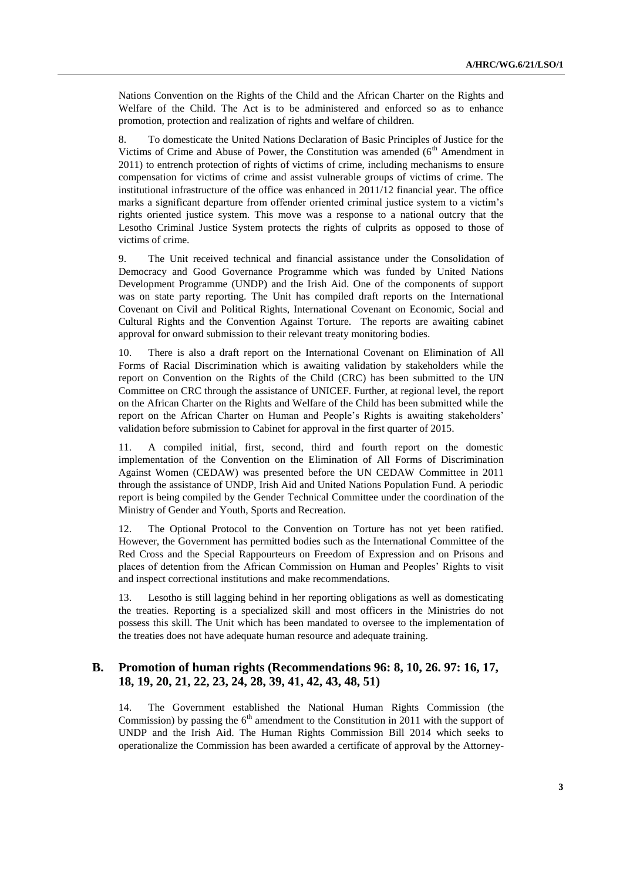Nations Convention on the Rights of the Child and the African Charter on the Rights and Welfare of the Child. The Act is to be administered and enforced so as to enhance promotion, protection and realization of rights and welfare of children.

8. To domesticate the United Nations Declaration of Basic Principles of Justice for the Victims of Crime and Abuse of Power, the Constitution was amended (6th Amendment in 2011) to entrench protection of rights of victims of crime, including mechanisms to ensure compensation for victims of crime and assist vulnerable groups of victims of crime. The institutional infrastructure of the office was enhanced in 2011/12 financial year. The office marks a significant departure from offender oriented criminal justice system to a victim's rights oriented justice system. This move was a response to a national outcry that the Lesotho Criminal Justice System protects the rights of culprits as opposed to those of victims of crime.

9. The Unit received technical and financial assistance under the Consolidation of Democracy and Good Governance Programme which was funded by United Nations Development Programme (UNDP) and the Irish Aid. One of the components of support was on state party reporting. The Unit has compiled draft reports on the International Covenant on Civil and Political Rights, International Covenant on Economic, Social and Cultural Rights and the Convention Against Torture. The reports are awaiting cabinet approval for onward submission to their relevant treaty monitoring bodies.

10. There is also a draft report on the International Covenant on Elimination of All Forms of Racial Discrimination which is awaiting validation by stakeholders while the report on Convention on the Rights of the Child (CRC) has been submitted to the UN Committee on CRC through the assistance of UNICEF. Further, at regional level, the report on the African Charter on the Rights and Welfare of the Child has been submitted while the report on the African Charter on Human and People's Rights is awaiting stakeholders' validation before submission to Cabinet for approval in the first quarter of 2015.

11. A compiled initial, first, second, third and fourth report on the domestic implementation of the Convention on the Elimination of All Forms of Discrimination Against Women (CEDAW) was presented before the UN CEDAW Committee in 2011 through the assistance of UNDP, Irish Aid and United Nations Population Fund. A periodic report is being compiled by the Gender Technical Committee under the coordination of the Ministry of Gender and Youth, Sports and Recreation.

12. The Optional Protocol to the Convention on Torture has not yet been ratified. However, the Government has permitted bodies such as the International Committee of the Red Cross and the Special Rappourteurs on Freedom of Expression and on Prisons and places of detention from the African Commission on Human and Peoples' Rights to visit and inspect correctional institutions and make recommendations.

13. Lesotho is still lagging behind in her reporting obligations as well as domesticating the treaties. Reporting is a specialized skill and most officers in the Ministries do not possess this skill. The Unit which has been mandated to oversee to the implementation of the treaties does not have adequate human resource and adequate training.

## B. Promotion of human rights (Recommendations 96: 8, 10, 26. 97: 16, 17, 18, 19, 20, 21, 22, 23, 24, 28, 39, 41, 42, 43, 48, 51)

14. The Government established the National Human Rights Commission (the Commission) by passing the 6th amendment to the Constitution in 2011 with the support of UNDP and the Irish Aid. The Human Rights Commission Bill 2014 which seeks to operationalize the Commission has been awarded a certificate of approval by the Attorney-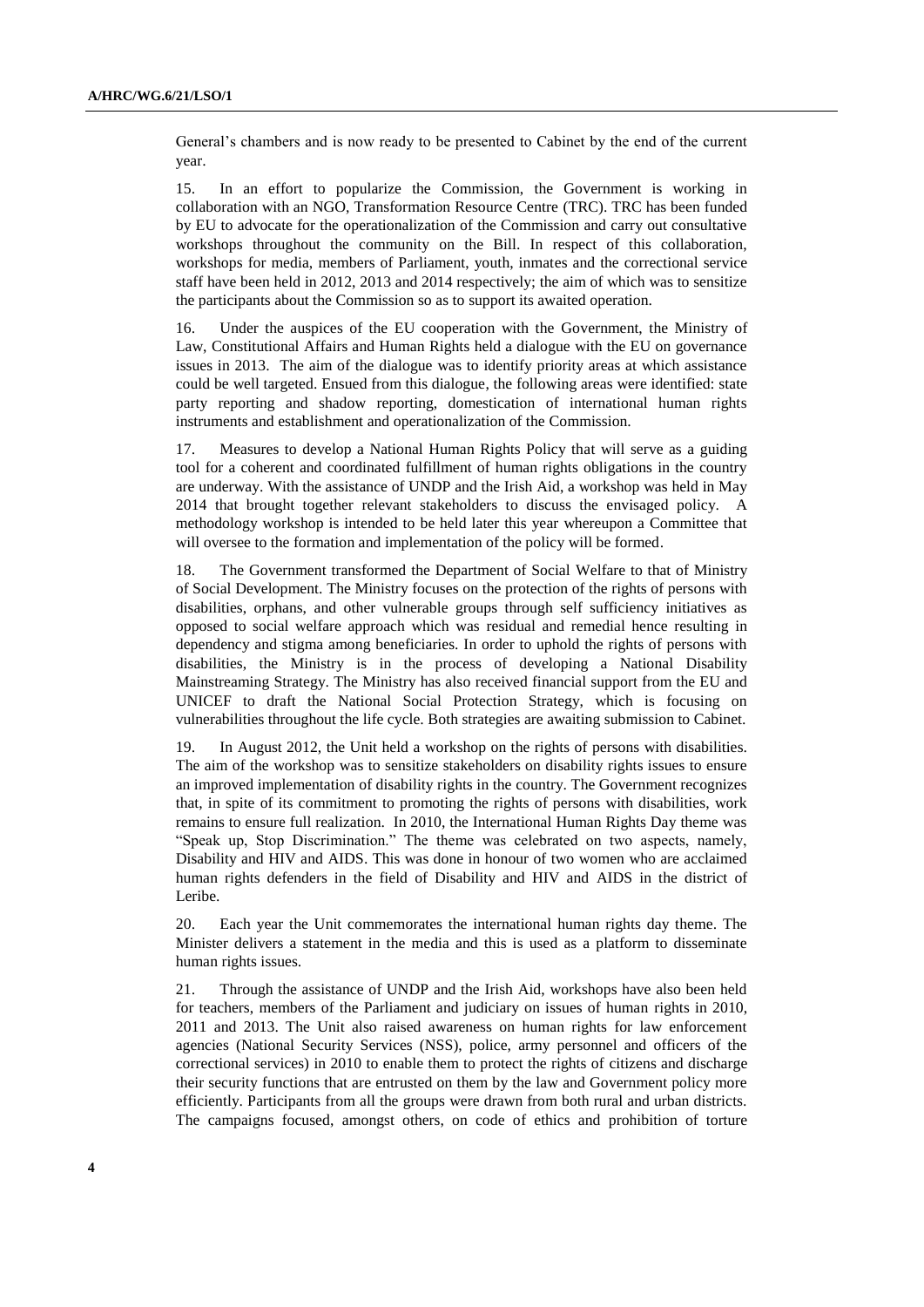General's chambers and is now ready to be presented to Cabinet by the end of the current year.

15. In an effort to popularize the Commission, the Government is working in collaboration with an NGO, Transformation Resource Centre (TRC). TRC has been funded by EU to advocate for the operationalization of the Commission and carry out consultative workshops throughout the community on the Bill. In respect of this collaboration, workshops for media, members of Parliament, youth, inmates and the correctional service staff have been held in 2012, 2013 and 2014 respectively; the aim of which was to sensitize the participants about the Commission so as to support its awaited operation.

16. Under the auspices of the EU cooperation with the Government, the Ministry of Law, Constitutional Affairs and Human Rights held a dialogue with the EU on governance issues in 2013. The aim of the dialogue was to identify priority areas at which assistance could be well targeted. Ensued from this dialogue, the following areas were identified: state party reporting and shadow reporting, domestication of international human rights instruments and establishment and operationalization of the Commission.

17. Measures to develop a National Human Rights Policy that will serve as a guiding tool for a coherent and coordinated fulfillment of human rights obligations in the country are underway. With the assistance of UNDP and the Irish Aid, a workshop was held in May 2014 that brought together relevant stakeholders to discuss the envisaged policy. A methodology workshop is intended to be held later this year whereupon a Committee that will oversee to the formation and implementation of the policy will be formed.

18. The Government transformed the Department of Social Welfare to that of Ministry of Social Development. The Ministry focuses on the protection of the rights of persons with disabilities, orphans, and other vulnerable groups through self sufficiency initiatives as opposed to social welfare approach which was residual and remedial hence resulting in dependency and stigma among beneficiaries. In order to uphold the rights of persons with disabilities, the Ministry is in the process of developing a National Disability Mainstreaming Strategy. The Ministry has also received financial support from the EU and UNICEF to draft the National Social Protection Strategy, which is focusing on vulnerabilities throughout the life cycle. Both strategies are awaiting submission to Cabinet.

19. In August 2012, the Unit held a workshop on the rights of persons with disabilities. The aim of the workshop was to sensitize stakeholders on disability rights issues to ensure an improved implementation of disability rights in the country. The Government recognizes that, in spite of its commitment to promoting the rights of persons with disabilities, work remains to ensure full realization. In 2010, the International Human Rights Day theme was "Speak up, Stop Discrimination." The theme was celebrated on two aspects, namely, Disability and HIV and AIDS. This was done in honour of two women who are acclaimed human rights defenders in the field of Disability and HIV and AIDS in the district of Leribe.

20. Each year the Unit commemorates the international human rights day theme. The Minister delivers a statement in the media and this is used as a platform to disseminate human rights issues.

21. Through the assistance of UNDP and the Irish Aid, workshops have also been held for teachers, members of the Parliament and judiciary on issues of human rights in 2010, 2011 and 2013. The Unit also raised awareness on human rights for law enforcement agencies (National Security Services (NSS), police, army personnel and officers of the correctional services) in 2010 to enable them to protect the rights of citizens and discharge their security functions that are entrusted on them by the law and Government policy more efficiently. Participants from all the groups were drawn from both rural and urban districts. The campaigns focused, amongst others, on code of ethics and prohibition of torture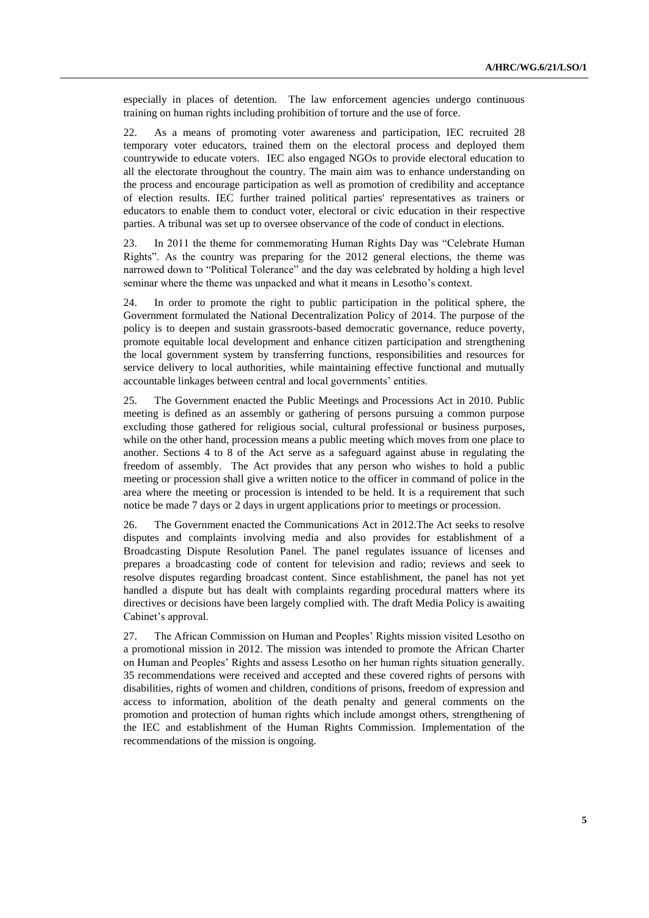especially in places of detention. The law enforcement agencies undergo continuous training on human rights including prohibition of torture and the use of force.

22. As a means of promoting voter awareness and participation, IEC recruited 28 temporary voter educators, trained them on the electoral process and deployed them countrywide to educate voters. IEC also engaged NGOs to provide electoral education to all the electorate throughout the country. The main aim was to enhance understanding on the process and encourage participation as well as promotion of credibility and acceptance of election results. IEC further trained political parties' representatives as trainers or educators to enable them to conduct voter, electoral or civic education in their respective parties. A tribunal was set up to oversee observance of the code of conduct in elections.

23. In 2011 the theme for commemorating Human Rights Day was "Celebrate Human Rights". As the country was preparing for the 2012 general elections, the theme was narrowed down to "Political Tolerance" and the day was celebrated by holding a high level seminar where the theme was unpacked and what it means in Lesotho's context.

24. In order to promote the right to public participation in the political sphere, the Government formulated the National Decentralization Policy of 2014. The purpose of the policy is to deepen and sustain grassroots-based democratic governance, reduce poverty, promote equitable local development and enhance citizen participation and strengthening the local government system by transferring functions, responsibilities and resources for service delivery to local authorities, while maintaining effective functional and mutually accountable linkages between central and local governments' entities.

25. The Government enacted the Public Meetings and Processions Act in 2010. Public meeting is defined as an assembly or gathering of persons pursuing a common purpose excluding those gathered for religious social, cultural professional or business purposes, while on the other hand, procession means a public meeting which moves from one place to another. Sections 4 to 8 of the Act serve as a safeguard against abuse in regulating the freedom of assembly. The Act provides that any person who wishes to hold a public meeting or procession shall give a written notice to the officer in command of police in the area where the meeting or procession is intended to be held. It is a requirement that such notice be made 7 days or 2 days in urgent applications prior to meetings or procession.

26. The Government enacted the Communications Act in 2012.The Act seeks to resolve disputes and complaints involving media and also provides for establishment of a Broadcasting Dispute Resolution Panel. The panel regulates issuance of licenses and prepares a broadcasting code of content for television and radio; reviews and seek to resolve disputes regarding broadcast content. Since establishment, the panel has not yet handled a dispute but has dealt with complaints regarding procedural matters where its directives or decisions have been largely complied with. The draft Media Policy is awaiting Cabinet's approval.

27. The African Commission on Human and Peoples' Rights mission visited Lesotho on a promotional mission in 2012. The mission was intended to promote the African Charter on Human and Peoples' Rights and assess Lesotho on her human rights situation generally. 35 recommendations were received and accepted and these covered rights of persons with disabilities, rights of women and children, conditions of prisons, freedom of expression and access to information, abolition of the death penalty and general comments on the promotion and protection of human rights which include amongst others, strengthening of the IEC and establishment of the Human Rights Commission. Implementation of the recommendations of the mission is ongoing.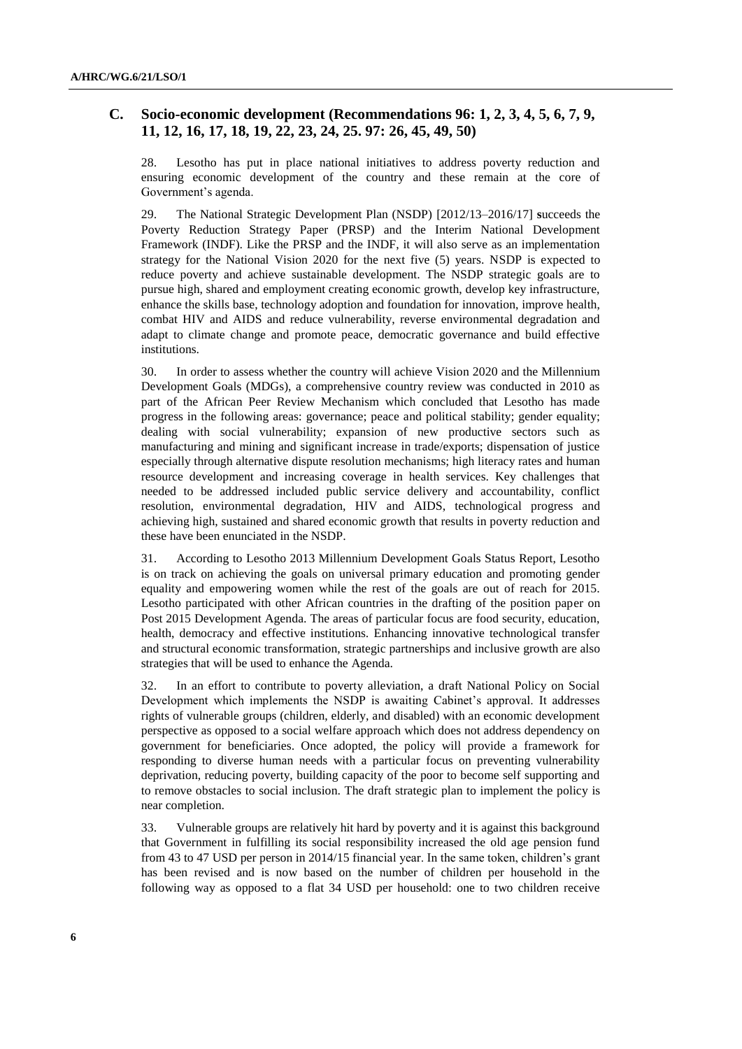## C. Socio-economic development (Recommendations 96: 1, 2, 3, 4, 5, 6, 7, 9, 11, 12, 16, 17, 18, 19, 22, 23, 24, 25. 97: 26, 45, 49, 50)

28. Lesotho has put in place national initiatives to address poverty reduction and ensuring economic development of the country and these remain at the core of Government's agenda.

29. The National Strategic Development Plan (NSDP) [2012/13–2016/17] **s**ucceeds the Poverty Reduction Strategy Paper (PRSP) and the Interim National Development Framework (INDF). Like the PRSP and the INDF, it will also serve as an implementation strategy for the National Vision 2020 for the next five (5) years. NSDP is expected to reduce poverty and achieve sustainable development. The NSDP strategic goals are to pursue high, shared and employment creating economic growth, develop key infrastructure, enhance the skills base, technology adoption and foundation for innovation, improve health, combat HIV and AIDS and reduce vulnerability, reverse environmental degradation and adapt to climate change and promote peace, democratic governance and build effective institutions.

30. In order to assess whether the country will achieve Vision 2020 and the Millennium Development Goals (MDGs), a comprehensive country review was conducted in 2010 as part of the African Peer Review Mechanism which concluded that Lesotho has made progress in the following areas: governance; peace and political stability; gender equality; dealing with social vulnerability; expansion of new productive sectors such as manufacturing and mining and significant increase in trade/exports; dispensation of justice especially through alternative dispute resolution mechanisms; high literacy rates and human resource development and increasing coverage in health services. Key challenges that needed to be addressed included public service delivery and accountability, conflict resolution, environmental degradation, HIV and AIDS, technological progress and achieving high, sustained and shared economic growth that results in poverty reduction and these have been enunciated in the NSDP.

31. According to Lesotho 2013 Millennium Development Goals Status Report, Lesotho is on track on achieving the goals on universal primary education and promoting gender equality and empowering women while the rest of the goals are out of reach for 2015. Lesotho participated with other African countries in the drafting of the position paper on Post 2015 Development Agenda. The areas of particular focus are food security, education, health, democracy and effective institutions. Enhancing innovative technological transfer and structural economic transformation, strategic partnerships and inclusive growth are also strategies that will be used to enhance the Agenda.

32. In an effort to contribute to poverty alleviation, a draft National Policy on Social Development which implements the NSDP is awaiting Cabinet's approval. It addresses rights of vulnerable groups (children, elderly, and disabled) with an economic development perspective as opposed to a social welfare approach which does not address dependency on government for beneficiaries. Once adopted, the policy will provide a framework for responding to diverse human needs with a particular focus on preventing vulnerability deprivation, reducing poverty, building capacity of the poor to become self supporting and to remove obstacles to social inclusion. The draft strategic plan to implement the policy is near completion.

33. Vulnerable groups are relatively hit hard by poverty and it is against this background that Government in fulfilling its social responsibility increased the old age pension fund from 43 to 47 USD per person in 2014/15 financial year. In the same token, children's grant has been revised and is now based on the number of children per household in the following way as opposed to a flat 34 USD per household: one to two children receive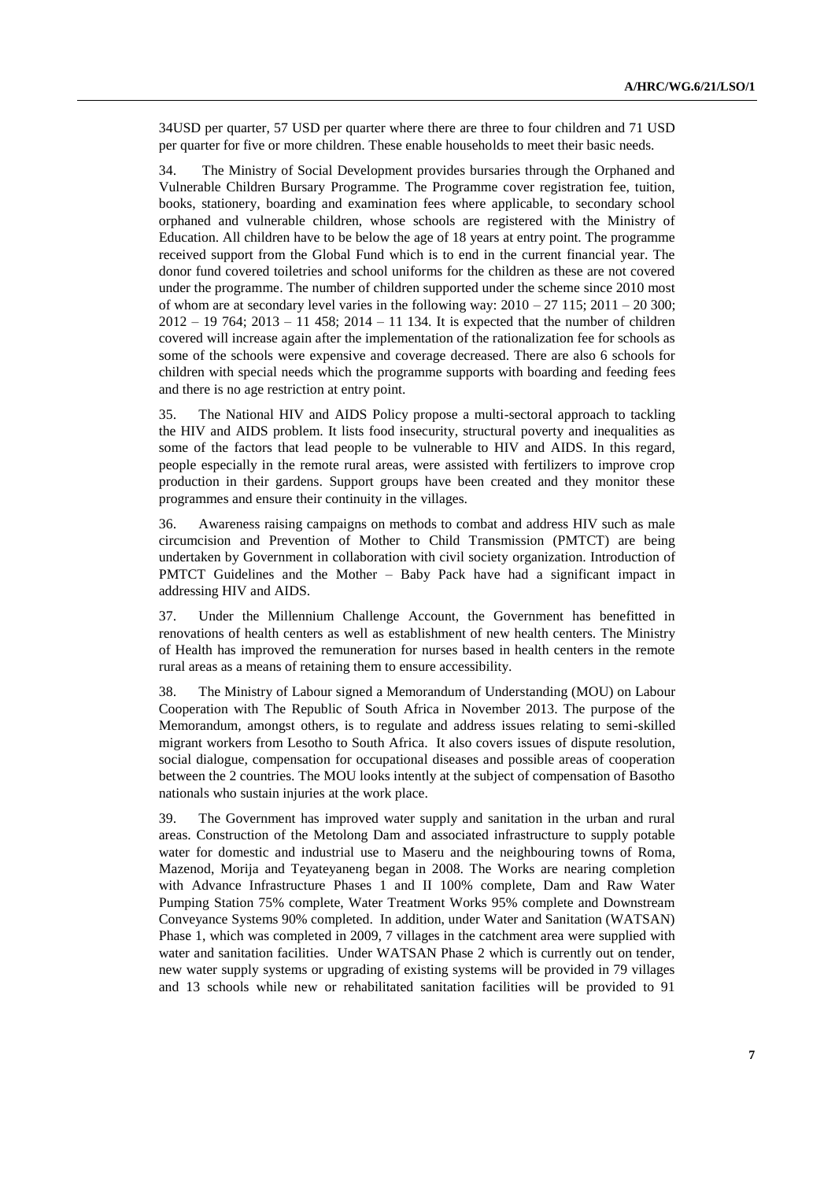34USD per quarter, 57 USD per quarter where there are three to four children and 71 USD per quarter for five or more children. These enable households to meet their basic needs.

34. The Ministry of Social Development provides bursaries through the Orphaned and Vulnerable Children Bursary Programme. The Programme cover registration fee, tuition, books, stationery, boarding and examination fees where applicable, to secondary school orphaned and vulnerable children, whose schools are registered with the Ministry of Education. All children have to be below the age of 18 years at entry point. The programme received support from the Global Fund which is to end in the current financial year. The donor fund covered toiletries and school uniforms for the children as these are not covered under the programme. The number of children supported under the scheme since 2010 most of whom are at secondary level varies in the following way: 2010 – 27 115; 2011 – 20 300; 2012 – 19 764; 2013 – 11 458; 2014 – 11 134. It is expected that the number of children covered will increase again after the implementation of the rationalization fee for schools as some of the schools were expensive and coverage decreased. There are also 6 schools for children with special needs which the programme supports with boarding and feeding fees and there is no age restriction at entry point.

35. The National HIV and AIDS Policy propose a multi-sectoral approach to tackling the HIV and AIDS problem. It lists food insecurity, structural poverty and inequalities as some of the factors that lead people to be vulnerable to HIV and AIDS. In this regard, people especially in the remote rural areas, were assisted with fertilizers to improve crop production in their gardens. Support groups have been created and they monitor these programmes and ensure their continuity in the villages.

36. Awareness raising campaigns on methods to combat and address HIV such as male circumcision and Prevention of Mother to Child Transmission (PMTCT) are being undertaken by Government in collaboration with civil society organization. Introduction of PMTCT Guidelines and the Mother – Baby Pack have had a significant impact in addressing HIV and AIDS.

37. Under the Millennium Challenge Account, the Government has benefitted in renovations of health centers as well as establishment of new health centers. The Ministry of Health has improved the remuneration for nurses based in health centers in the remote rural areas as a means of retaining them to ensure accessibility.

38. The Ministry of Labour signed a Memorandum of Understanding (MOU) on Labour Cooperation with The Republic of South Africa in November 2013. The purpose of the Memorandum, amongst others, is to regulate and address issues relating to semi-skilled migrant workers from Lesotho to South Africa. It also covers issues of dispute resolution, social dialogue, compensation for occupational diseases and possible areas of cooperation between the 2 countries. The MOU looks intently at the subject of compensation of Basotho nationals who sustain injuries at the work place.

39. The Government has improved water supply and sanitation in the urban and rural areas. Construction of the Metolong Dam and associated infrastructure to supply potable water for domestic and industrial use to Maseru and the neighbouring towns of Roma, Mazenod, Morija and Teyateyaneng began in 2008. The Works are nearing completion with Advance Infrastructure Phases 1 and II 100% complete, Dam and Raw Water Pumping Station 75% complete, Water Treatment Works 95% complete and Downstream Conveyance Systems 90% completed. In addition, under Water and Sanitation (WATSAN) Phase 1, which was completed in 2009, 7 villages in the catchment area were supplied with water and sanitation facilities. Under WATSAN Phase 2 which is currently out on tender, new water supply systems or upgrading of existing systems will be provided in 79 villages and 13 schools while new or rehabilitated sanitation facilities will be provided to 91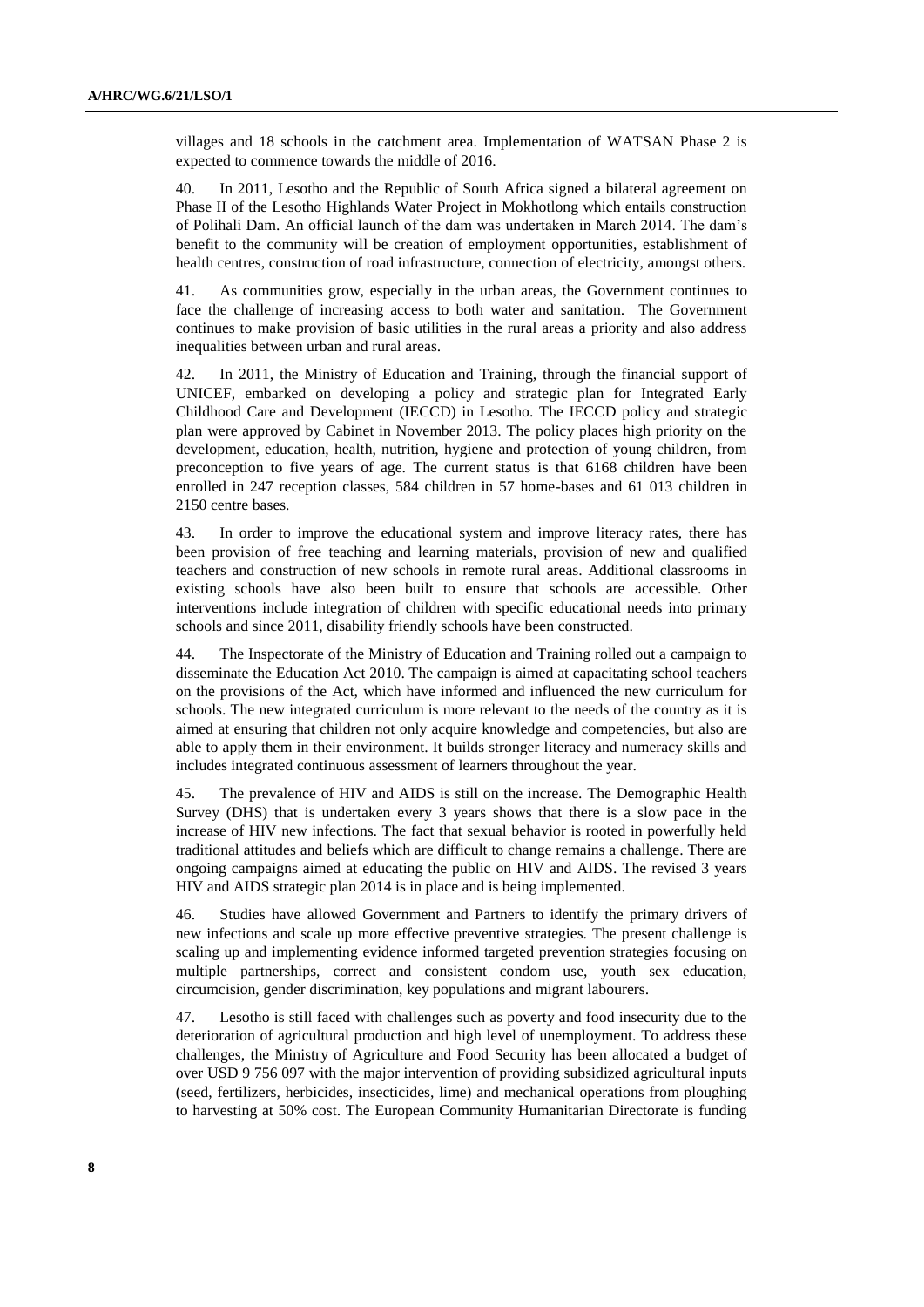villages and 18 schools in the catchment area. Implementation of WATSAN Phase 2 is expected to commence towards the middle of 2016.

40. In 2011, Lesotho and the Republic of South Africa signed a bilateral agreement on Phase II of the Lesotho Highlands Water Project in Mokhotlong which entails construction of Polihali Dam. An official launch of the dam was undertaken in March 2014. The dam's benefit to the community will be creation of employment opportunities, establishment of health centres, construction of road infrastructure, connection of electricity, amongst others.

41. As communities grow, especially in the urban areas, the Government continues to face the challenge of increasing access to both water and sanitation. The Government continues to make provision of basic utilities in the rural areas a priority and also address inequalities between urban and rural areas.

42. In 2011, the Ministry of Education and Training, through the financial support of UNICEF, embarked on developing a policy and strategic plan for Integrated Early Childhood Care and Development (IECCD) in Lesotho. The IECCD policy and strategic plan were approved by Cabinet in November 2013. The policy places high priority on the development, education, health, nutrition, hygiene and protection of young children, from preconception to five years of age. The current status is that 6168 children have been enrolled in 247 reception classes, 584 children in 57 home-bases and 61 013 children in 2150 centre bases.

43. In order to improve the educational system and improve literacy rates, there has been provision of free teaching and learning materials, provision of new and qualified teachers and construction of new schools in remote rural areas. Additional classrooms in existing schools have also been built to ensure that schools are accessible. Other interventions include integration of children with specific educational needs into primary schools and since 2011, disability friendly schools have been constructed.

44. The Inspectorate of the Ministry of Education and Training rolled out a campaign to disseminate the Education Act 2010. The campaign is aimed at capacitating school teachers on the provisions of the Act, which have informed and influenced the new curriculum for schools. The new integrated curriculum is more relevant to the needs of the country as it is aimed at ensuring that children not only acquire knowledge and competencies, but also are able to apply them in their environment. It builds stronger literacy and numeracy skills and includes integrated continuous assessment of learners throughout the year.

45. The prevalence of HIV and AIDS is still on the increase. The Demographic Health Survey (DHS) that is undertaken every 3 years shows that there is a slow pace in the increase of HIV new infections. The fact that sexual behavior is rooted in powerfully held traditional attitudes and beliefs which are difficult to change remains a challenge. There are ongoing campaigns aimed at educating the public on HIV and AIDS. The revised 3 years HIV and AIDS strategic plan 2014 is in place and is being implemented.

46. Studies have allowed Government and Partners to identify the primary drivers of new infections and scale up more effective preventive strategies. The present challenge is scaling up and implementing evidence informed targeted prevention strategies focusing on multiple partnerships, correct and consistent condom use, youth sex education, circumcision, gender discrimination, key populations and migrant labourers.

47. Lesotho is still faced with challenges such as poverty and food insecurity due to the deterioration of agricultural production and high level of unemployment. To address these challenges, the Ministry of Agriculture and Food Security has been allocated a budget of over USD 9 756 097 with the major intervention of providing subsidized agricultural inputs (seed, fertilizers, herbicides, insecticides, lime) and mechanical operations from ploughing to harvesting at 50% cost. The European Community Humanitarian Directorate is funding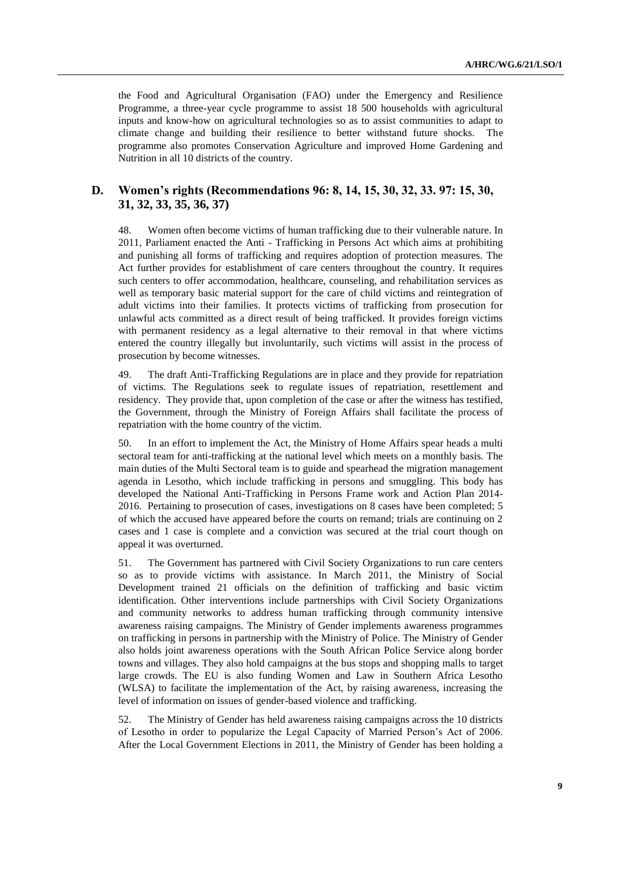the Food and Agricultural Organisation (FAO) under the Emergency and Resilience Programme, a three-year cycle programme to assist 18 500 households with agricultural inputs and know-how on agricultural technologies so as to assist communities to adapt to climate change and building their resilience to better withstand future shocks. The programme also promotes Conservation Agriculture and improved Home Gardening and Nutrition in all 10 districts of the country.

## D. Women's rights (Recommendations 96: 8, 14, 15, 30, 32, 33. 97: 15, 30, 31, 32, 33, 35, 36, 37)

48. Women often become victims of human trafficking due to their vulnerable nature. In 2011, Parliament enacted the Anti - Trafficking in Persons Act which aims at prohibiting and punishing all forms of trafficking and requires adoption of protection measures. The Act further provides for establishment of care centers throughout the country. It requires such centers to offer accommodation, healthcare, counseling, and rehabilitation services as well as temporary basic material support for the care of child victims and reintegration of adult victims into their families. It protects victims of trafficking from prosecution for unlawful acts committed as a direct result of being trafficked. It provides foreign victims with permanent residency as a legal alternative to their removal in that where victims entered the country illegally but involuntarily, such victims will assist in the process of prosecution by become witnesses.

49. The draft Anti-Trafficking Regulations are in place and they provide for repatriation of victims. The Regulations seek to regulate issues of repatriation, resettlement and residency. They provide that, upon completion of the case or after the witness has testified, the Government, through the Ministry of Foreign Affairs shall facilitate the process of repatriation with the home country of the victim.

50. In an effort to implement the Act, the Ministry of Home Affairs spear heads a multi sectoral team for anti-trafficking at the national level which meets on a monthly basis. The main duties of the Multi Sectoral team is to guide and spearhead the migration management agenda in Lesotho, which include trafficking in persons and smuggling. This body has developed the National Anti-Trafficking in Persons Frame work and Action Plan 2014-2016. Pertaining to prosecution of cases, investigations on 8 cases have been completed; 5 of which the accused have appeared before the courts on remand; trials are continuing on 2 cases and 1 case is complete and a conviction was secured at the trial court though on appeal it was overturned.

51. The Government has partnered with Civil Society Organizations to run care centers so as to provide victims with assistance. In March 2011, the Ministry of Social Development trained 21 officials on the definition of trafficking and basic victim identification. Other interventions include partnerships with Civil Society Organizations and community networks to address human trafficking through community intensive awareness raising campaigns. The Ministry of Gender implements awareness programmes on trafficking in persons in partnership with the Ministry of Police. The Ministry of Gender also holds joint awareness operations with the South African Police Service along border towns and villages. They also hold campaigns at the bus stops and shopping malls to target large crowds. The EU is also funding Women and Law in Southern Africa Lesotho (WLSA) to facilitate the implementation of the Act, by raising awareness, increasing the level of information on issues of gender-based violence and trafficking.

52. The Ministry of Gender has held awareness raising campaigns across the 10 districts of Lesotho in order to popularize the Legal Capacity of Married Person's Act of 2006. After the Local Government Elections in 2011, the Ministry of Gender has been holding a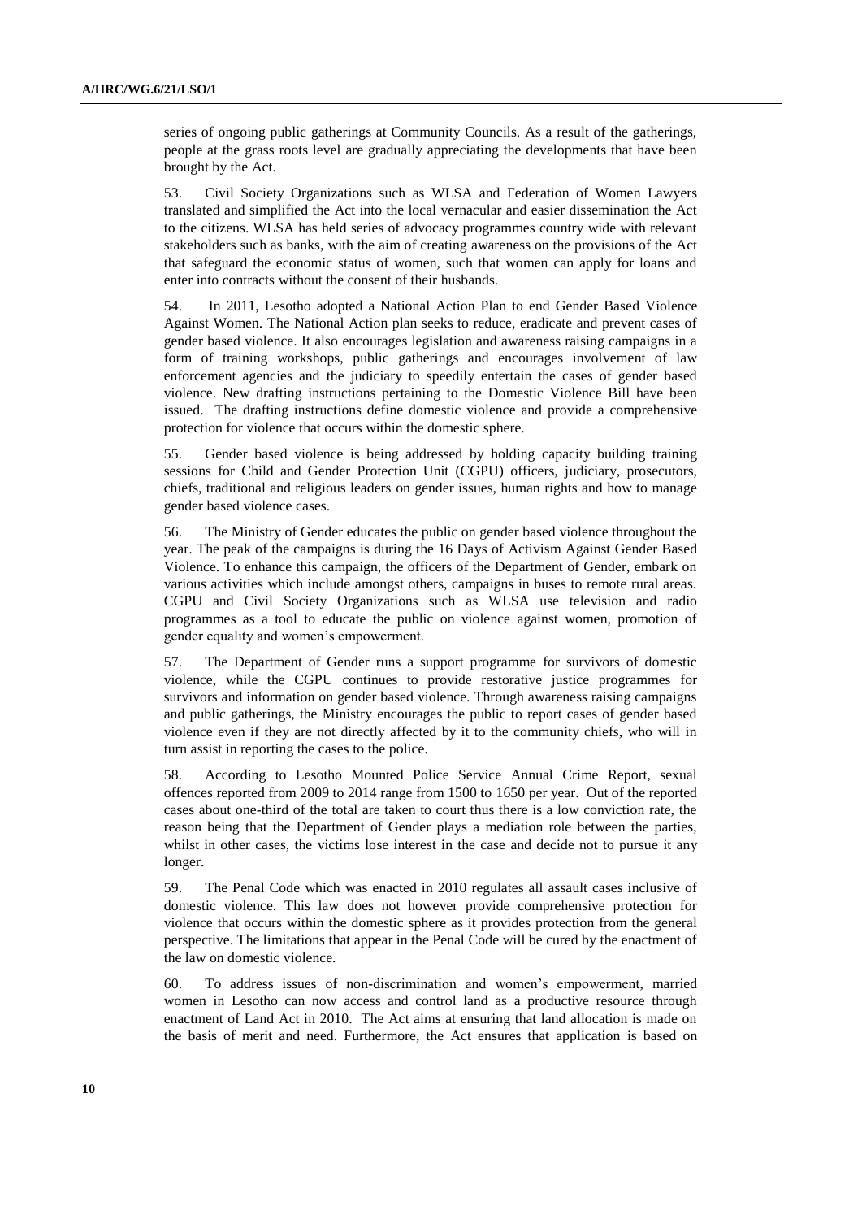series of ongoing public gatherings at Community Councils. As a result of the gatherings, people at the grass roots level are gradually appreciating the developments that have been brought by the Act.

53. Civil Society Organizations such as WLSA and Federation of Women Lawyers translated and simplified the Act into the local vernacular and easier dissemination the Act to the citizens. WLSA has held series of advocacy programmes country wide with relevant stakeholders such as banks, with the aim of creating awareness on the provisions of the Act that safeguard the economic status of women, such that women can apply for loans and enter into contracts without the consent of their husbands.

54. In 2011, Lesotho adopted a National Action Plan to end Gender Based Violence Against Women. The National Action plan seeks to reduce, eradicate and prevent cases of gender based violence. It also encourages legislation and awareness raising campaigns in a form of training workshops, public gatherings and encourages involvement of law enforcement agencies and the judiciary to speedily entertain the cases of gender based violence. New drafting instructions pertaining to the Domestic Violence Bill have been issued. The drafting instructions define domestic violence and provide a comprehensive protection for violence that occurs within the domestic sphere.

55. Gender based violence is being addressed by holding capacity building training sessions for Child and Gender Protection Unit (CGPU) officers, judiciary, prosecutors, chiefs, traditional and religious leaders on gender issues, human rights and how to manage gender based violence cases.

56. The Ministry of Gender educates the public on gender based violence throughout the year. The peak of the campaigns is during the 16 Days of Activism Against Gender Based Violence. To enhance this campaign, the officers of the Department of Gender, embark on various activities which include amongst others, campaigns in buses to remote rural areas. CGPU and Civil Society Organizations such as WLSA use television and radio programmes as a tool to educate the public on violence against women, promotion of gender equality and women's empowerment.

57. The Department of Gender runs a support programme for survivors of domestic violence, while the CGPU continues to provide restorative justice programmes for survivors and information on gender based violence. Through awareness raising campaigns and public gatherings, the Ministry encourages the public to report cases of gender based violence even if they are not directly affected by it to the community chiefs, who will in turn assist in reporting the cases to the police.

58. According to Lesotho Mounted Police Service Annual Crime Report, sexual offences reported from 2009 to 2014 range from 1500 to 1650 per year. Out of the reported cases about one-third of the total are taken to court thus there is a low conviction rate, the reason being that the Department of Gender plays a mediation role between the parties, whilst in other cases, the victims lose interest in the case and decide not to pursue it any longer.

59. The Penal Code which was enacted in 2010 regulates all assault cases inclusive of domestic violence. This law does not however provide comprehensive protection for violence that occurs within the domestic sphere as it provides protection from the general perspective. The limitations that appear in the Penal Code will be cured by the enactment of the law on domestic violence.

60. To address issues of non-discrimination and women's empowerment, married women in Lesotho can now access and control land as a productive resource through enactment of Land Act in 2010. The Act aims at ensuring that land allocation is made on the basis of merit and need. Furthermore, the Act ensures that application is based on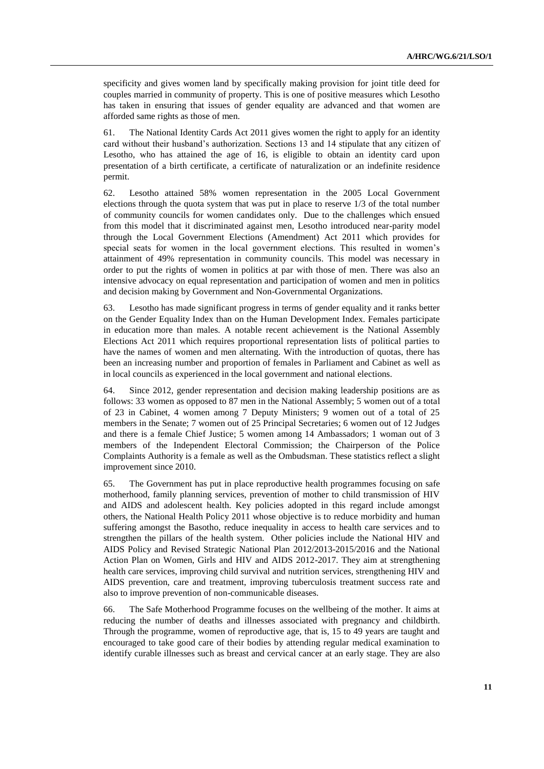specificity and gives women land by specifically making provision for joint title deed for couples married in community of property. This is one of positive measures which Lesotho has taken in ensuring that issues of gender equality are advanced and that women are afforded same rights as those of men.

61. The National Identity Cards Act 2011 gives women the right to apply for an identity card without their husband's authorization. Sections 13 and 14 stipulate that any citizen of Lesotho, who has attained the age of 16, is eligible to obtain an identity card upon presentation of a birth certificate, a certificate of naturalization or an indefinite residence permit.

62. Lesotho attained 58% women representation in the 2005 Local Government elections through the quota system that was put in place to reserve 1/3 of the total number of community councils for women candidates only. Due to the challenges which ensued from this model that it discriminated against men, Lesotho introduced near-parity model through the Local Government Elections (Amendment) Act 2011 which provides for special seats for women in the local government elections. This resulted in women's attainment of 49% representation in community councils. This model was necessary in order to put the rights of women in politics at par with those of men. There was also an intensive advocacy on equal representation and participation of women and men in politics and decision making by Government and Non-Governmental Organizations.

63. Lesotho has made significant progress in terms of gender equality and it ranks better on the Gender Equality Index than on the Human Development Index. Females participate in education more than males. A notable recent achievement is the National Assembly Elections Act 2011 which requires proportional representation lists of political parties to have the names of women and men alternating. With the introduction of quotas, there has been an increasing number and proportion of females in Parliament and Cabinet as well as in local councils as experienced in the local government and national elections.

64. Since 2012, gender representation and decision making leadership positions are as follows: 33 women as opposed to 87 men in the National Assembly; 5 women out of a total of 23 in Cabinet, 4 women among 7 Deputy Ministers; 9 women out of a total of 25 members in the Senate; 7 women out of 25 Principal Secretaries; 6 women out of 12 Judges and there is a female Chief Justice; 5 women among 14 Ambassadors; 1 woman out of 3 members of the Independent Electoral Commission; the Chairperson of the Police Complaints Authority is a female as well as the Ombudsman. These statistics reflect a slight improvement since 2010.

65. The Government has put in place reproductive health programmes focusing on safe motherhood, family planning services, prevention of mother to child transmission of HIV and AIDS and adolescent health. Key policies adopted in this regard include amongst others, the National Health Policy 2011 whose objective is to reduce morbidity and human suffering amongst the Basotho, reduce inequality in access to health care services and to strengthen the pillars of the health system. Other policies include the National HIV and AIDS Policy and Revised Strategic National Plan 2012/2013-2015/2016 and the National Action Plan on Women, Girls and HIV and AIDS 2012-2017. They aim at strengthening health care services, improving child survival and nutrition services, strengthening HIV and AIDS prevention, care and treatment, improving tuberculosis treatment success rate and also to improve prevention of non-communicable diseases.

66. The Safe Motherhood Programme focuses on the wellbeing of the mother. It aims at reducing the number of deaths and illnesses associated with pregnancy and childbirth. Through the programme, women of reproductive age, that is, 15 to 49 years are taught and encouraged to take good care of their bodies by attending regular medical examination to identify curable illnesses such as breast and cervical cancer at an early stage. They are also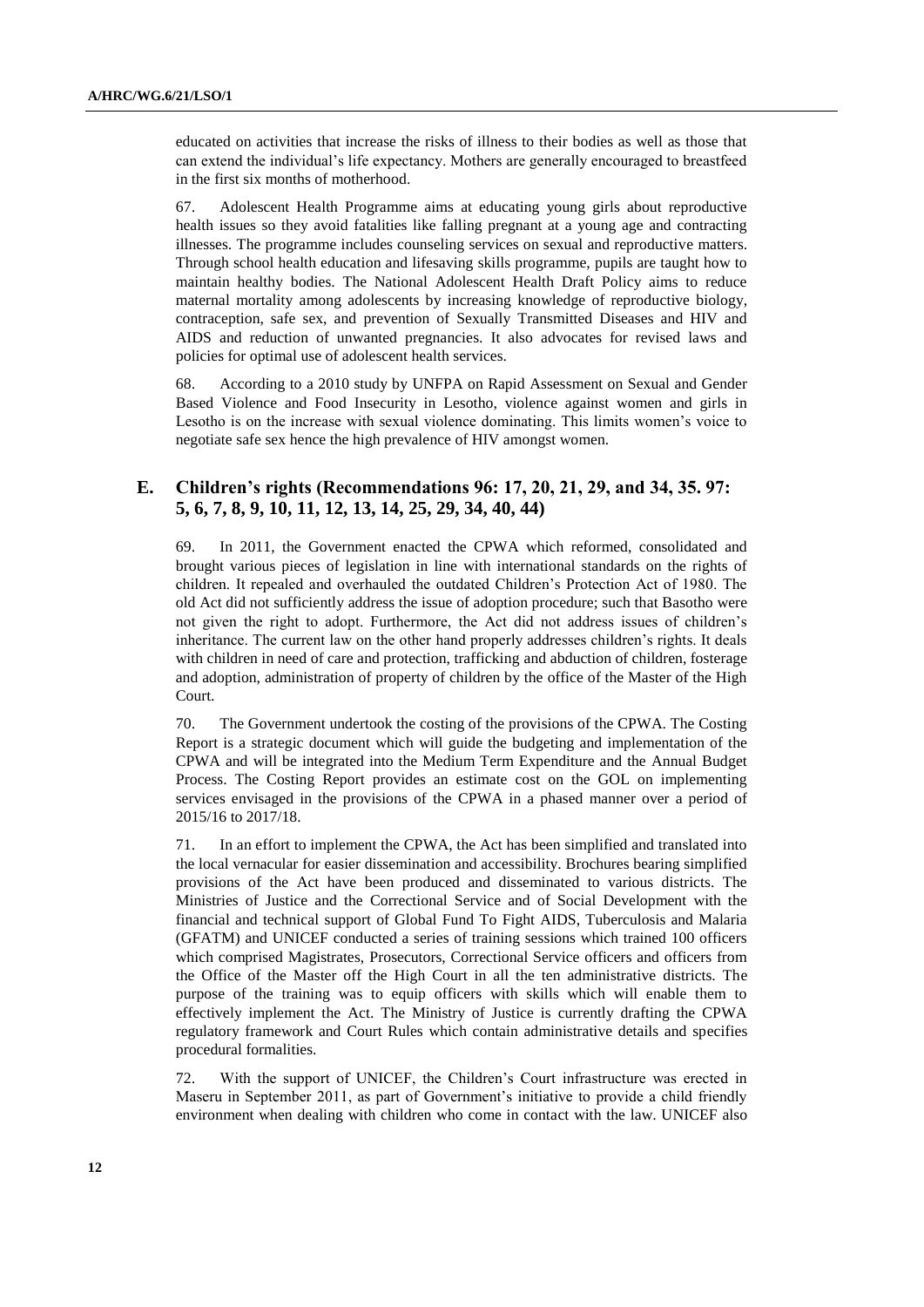educated on activities that increase the risks of illness to their bodies as well as those that can extend the individual's life expectancy. Mothers are generally encouraged to breastfeed in the first six months of motherhood.

67. Adolescent Health Programme aims at educating young girls about reproductive health issues so they avoid fatalities like falling pregnant at a young age and contracting illnesses. The programme includes counseling services on sexual and reproductive matters. Through school health education and lifesaving skills programme, pupils are taught how to maintain healthy bodies. The National Adolescent Health Draft Policy aims to reduce maternal mortality among adolescents by increasing knowledge of reproductive biology, contraception, safe sex, and prevention of Sexually Transmitted Diseases and HIV and AIDS and reduction of unwanted pregnancies. It also advocates for revised laws and policies for optimal use of adolescent health services.

68. According to a 2010 study by UNFPA on Rapid Assessment on Sexual and Gender Based Violence and Food Insecurity in Lesotho, violence against women and girls in Lesotho is on the increase with sexual violence dominating. This limits women's voice to negotiate safe sex hence the high prevalence of HIV amongst women.

## E. Children's rights (Recommendations 96: 17, 20, 21, 29, and 34, 35. 97: 5, 6, 7, 8, 9, 10, 11, 12, 13, 14, 25, 29, 34, 40, 44)

69. In 2011, the Government enacted the CPWA which reformed, consolidated and brought various pieces of legislation in line with international standards on the rights of children. It repealed and overhauled the outdated Children's Protection Act of 1980. The old Act did not sufficiently address the issue of adoption procedure; such that Basotho were not given the right to adopt. Furthermore, the Act did not address issues of children's inheritance. The current law on the other hand properly addresses children's rights. It deals with children in need of care and protection, trafficking and abduction of children, fosterage and adoption, administration of property of children by the office of the Master of the High Court.

70. The Government undertook the costing of the provisions of the CPWA. The Costing Report is a strategic document which will guide the budgeting and implementation of the CPWA and will be integrated into the Medium Term Expenditure and the Annual Budget Process. The Costing Report provides an estimate cost on the GOL on implementing services envisaged in the provisions of the CPWA in a phased manner over a period of 2015/16 to 2017/18.

71. In an effort to implement the CPWA, the Act has been simplified and translated into the local vernacular for easier dissemination and accessibility. Brochures bearing simplified provisions of the Act have been produced and disseminated to various districts. The Ministries of Justice and the Correctional Service and of Social Development with the financial and technical support of Global Fund To Fight AIDS, Tuberculosis and Malaria (GFATM) and UNICEF conducted a series of training sessions which trained 100 officers which comprised Magistrates, Prosecutors, Correctional Service officers and officers from the Office of the Master off the High Court in all the ten administrative districts. The purpose of the training was to equip officers with skills which will enable them to effectively implement the Act. The Ministry of Justice is currently drafting the CPWA regulatory framework and Court Rules which contain administrative details and specifies procedural formalities.

72. With the support of UNICEF, the Children's Court infrastructure was erected in Maseru in September 2011, as part of Government's initiative to provide a child friendly environment when dealing with children who come in contact with the law. UNICEF also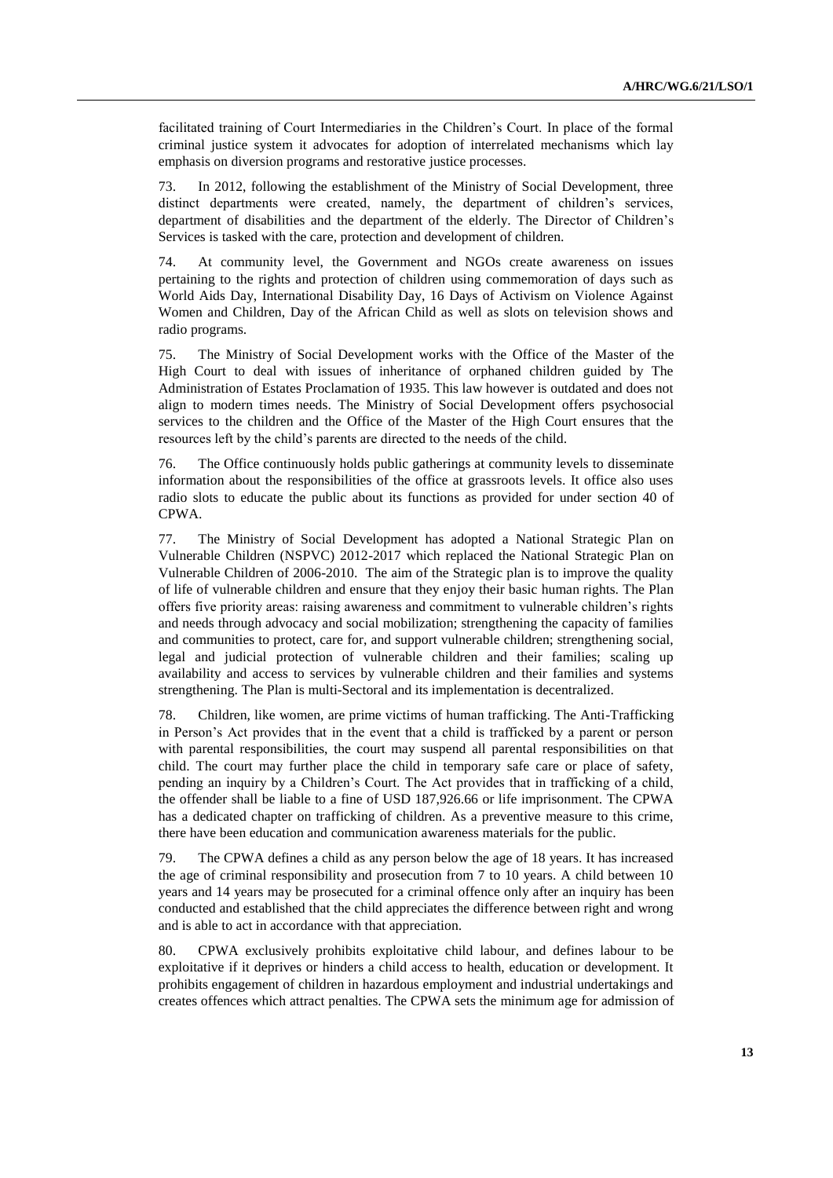facilitated training of Court Intermediaries in the Children's Court. In place of the formal criminal justice system it advocates for adoption of interrelated mechanisms which lay emphasis on diversion programs and restorative justice processes.

73. In 2012, following the establishment of the Ministry of Social Development, three distinct departments were created, namely, the department of children's services, department of disabilities and the department of the elderly. The Director of Children's Services is tasked with the care, protection and development of children.

74. At community level, the Government and NGOs create awareness on issues pertaining to the rights and protection of children using commemoration of days such as World Aids Day, International Disability Day, 16 Days of Activism on Violence Against Women and Children, Day of the African Child as well as slots on television shows and radio programs.

75. The Ministry of Social Development works with the Office of the Master of the High Court to deal with issues of inheritance of orphaned children guided by The Administration of Estates Proclamation of 1935. This law however is outdated and does not align to modern times needs. The Ministry of Social Development offers psychosocial services to the children and the Office of the Master of the High Court ensures that the resources left by the child's parents are directed to the needs of the child.

76. The Office continuously holds public gatherings at community levels to disseminate information about the responsibilities of the office at grassroots levels. It office also uses radio slots to educate the public about its functions as provided for under section 40 of CPWA.

77. The Ministry of Social Development has adopted a National Strategic Plan on Vulnerable Children (NSPVC) 2012-2017 which replaced the National Strategic Plan on Vulnerable Children of 2006-2010. The aim of the Strategic plan is to improve the quality of life of vulnerable children and ensure that they enjoy their basic human rights. The Plan offers five priority areas: raising awareness and commitment to vulnerable children's rights and needs through advocacy and social mobilization; strengthening the capacity of families and communities to protect, care for, and support vulnerable children; strengthening social, legal and judicial protection of vulnerable children and their families; scaling up availability and access to services by vulnerable children and their families and systems strengthening. The Plan is multi-Sectoral and its implementation is decentralized.

78. Children, like women, are prime victims of human trafficking. The Anti-Trafficking in Person's Act provides that in the event that a child is trafficked by a parent or person with parental responsibilities, the court may suspend all parental responsibilities on that child. The court may further place the child in temporary safe care or place of safety, pending an inquiry by a Children's Court. The Act provides that in trafficking of a child, the offender shall be liable to a fine of USD 187,926.66 or life imprisonment. The CPWA has a dedicated chapter on trafficking of children. As a preventive measure to this crime, there have been education and communication awareness materials for the public.

79. The CPWA defines a child as any person below the age of 18 years. It has increased the age of criminal responsibility and prosecution from 7 to 10 years. A child between 10 years and 14 years may be prosecuted for a criminal offence only after an inquiry has been conducted and established that the child appreciates the difference between right and wrong and is able to act in accordance with that appreciation.

80. CPWA exclusively prohibits exploitative child labour, and defines labour to be exploitative if it deprives or hinders a child access to health, education or development. It prohibits engagement of children in hazardous employment and industrial undertakings and creates offences which attract penalties. The CPWA sets the minimum age for admission of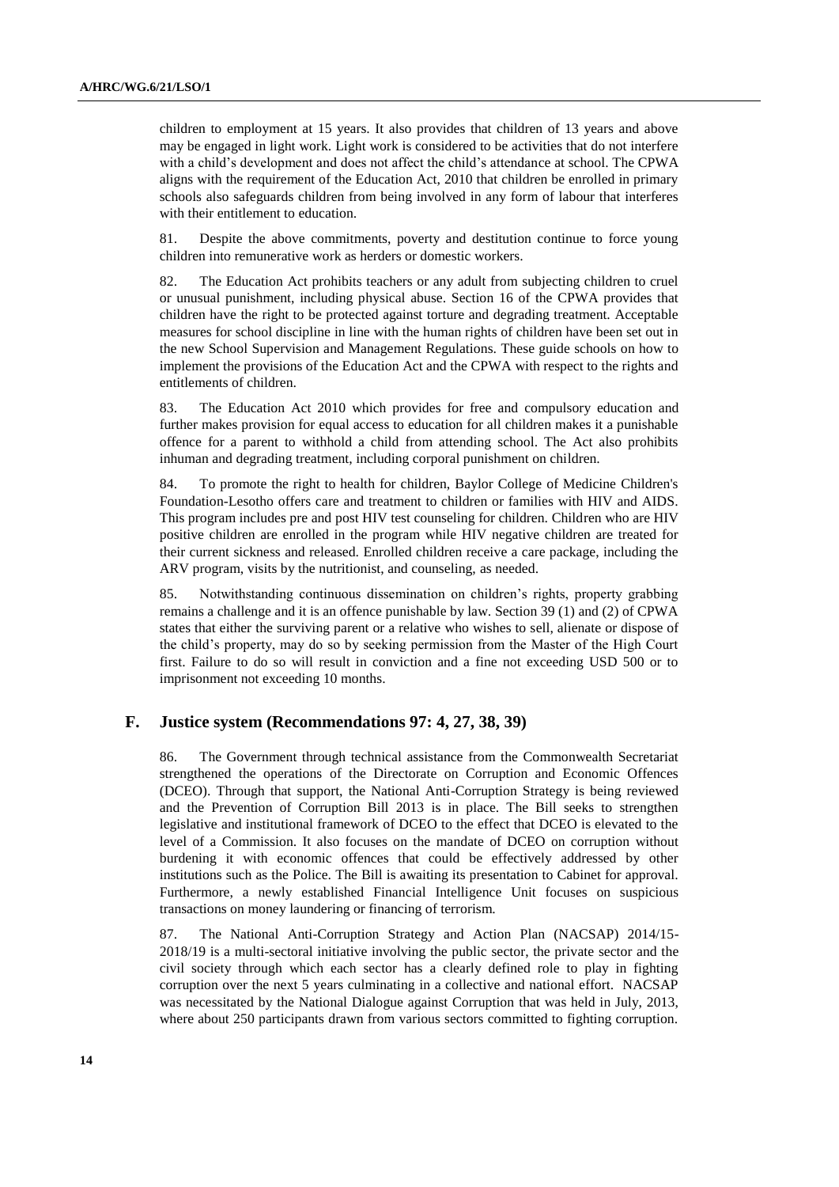children to employment at 15 years. It also provides that children of 13 years and above may be engaged in light work. Light work is considered to be activities that do not interfere with a child's development and does not affect the child's attendance at school. The CPWA aligns with the requirement of the Education Act, 2010 that children be enrolled in primary schools also safeguards children from being involved in any form of labour that interferes with their entitlement to education.

81. Despite the above commitments, poverty and destitution continue to force young children into remunerative work as herders or domestic workers.

82. The Education Act prohibits teachers or any adult from subjecting children to cruel or unusual punishment, including physical abuse. Section 16 of the CPWA provides that children have the right to be protected against torture and degrading treatment. Acceptable measures for school discipline in line with the human rights of children have been set out in the new School Supervision and Management Regulations. These guide schools on how to implement the provisions of the Education Act and the CPWA with respect to the rights and entitlements of children.

83. The Education Act 2010 which provides for free and compulsory education and further makes provision for equal access to education for all children makes it a punishable offence for a parent to withhold a child from attending school. The Act also prohibits inhuman and degrading treatment, including corporal punishment on children.

84. To promote the right to health for children, Baylor College of Medicine Children's Foundation-Lesotho offers care and treatment to children or families with HIV and AIDS. This program includes pre and post HIV test counseling for children. Children who are HIV positive children are enrolled in the program while HIV negative children are treated for their current sickness and released. Enrolled children receive a care package, including the ARV program, visits by the nutritionist, and counseling, as needed.

85. Notwithstanding continuous dissemination on children's rights, property grabbing remains a challenge and it is an offence punishable by law. Section 39 (1) and (2) of CPWA states that either the surviving parent or a relative who wishes to sell, alienate or dispose of the child's property, may do so by seeking permission from the Master of the High Court first. Failure to do so will result in conviction and a fine not exceeding USD 500 or to imprisonment not exceeding 10 months.

## F. Justice system (Recommendations 97: 4, 27, 38, 39)

86. The Government through technical assistance from the Commonwealth Secretariat strengthened the operations of the Directorate on Corruption and Economic Offences (DCEO). Through that support, the National Anti-Corruption Strategy is being reviewed and the Prevention of Corruption Bill 2013 is in place. The Bill seeks to strengthen legislative and institutional framework of DCEO to the effect that DCEO is elevated to the level of a Commission. It also focuses on the mandate of DCEO on corruption without burdening it with economic offences that could be effectively addressed by other institutions such as the Police. The Bill is awaiting its presentation to Cabinet for approval. Furthermore, a newly established Financial Intelligence Unit focuses on suspicious transactions on money laundering or financing of terrorism.

87. The National Anti-Corruption Strategy and Action Plan (NACSAP) 2014/15-2018/19 is a multi-sectoral initiative involving the public sector, the private sector and the civil society through which each sector has a clearly defined role to play in fighting corruption over the next 5 years culminating in a collective and national effort. NACSAP was necessitated by the National Dialogue against Corruption that was held in July, 2013, where about 250 participants drawn from various sectors committed to fighting corruption.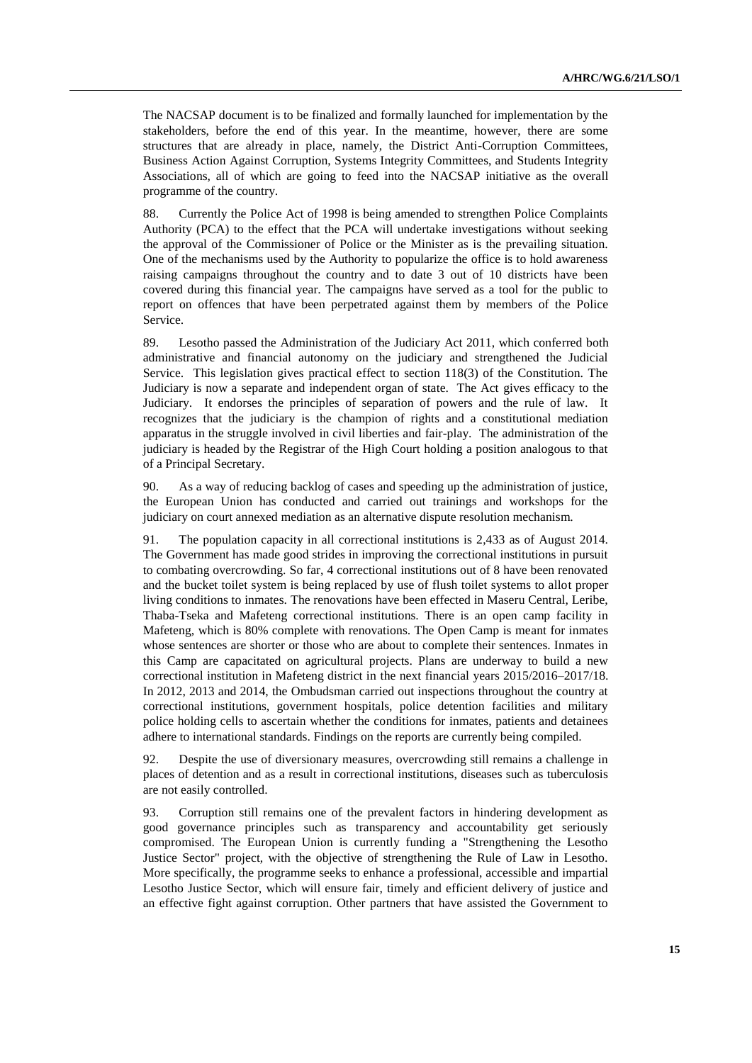The NACSAP document is to be finalized and formally launched for implementation by the stakeholders, before the end of this year. In the meantime, however, there are some structures that are already in place, namely, the District Anti-Corruption Committees, Business Action Against Corruption, Systems Integrity Committees, and Students Integrity Associations, all of which are going to feed into the NACSAP initiative as the overall programme of the country.

88. Currently the Police Act of 1998 is being amended to strengthen Police Complaints Authority (PCA) to the effect that the PCA will undertake investigations without seeking the approval of the Commissioner of Police or the Minister as is the prevailing situation. One of the mechanisms used by the Authority to popularize the office is to hold awareness raising campaigns throughout the country and to date 3 out of 10 districts have been covered during this financial year. The campaigns have served as a tool for the public to report on offences that have been perpetrated against them by members of the Police Service.

89. Lesotho passed the Administration of the Judiciary Act 2011, which conferred both administrative and financial autonomy on the judiciary and strengthened the Judicial Service. This legislation gives practical effect to section 118(3) of the Constitution. The Judiciary is now a separate and independent organ of state. The Act gives efficacy to the Judiciary. It endorses the principles of separation of powers and the rule of law. It recognizes that the judiciary is the champion of rights and a constitutional mediation apparatus in the struggle involved in civil liberties and fair-play. The administration of the judiciary is headed by the Registrar of the High Court holding a position analogous to that of a Principal Secretary.

90. As a way of reducing backlog of cases and speeding up the administration of justice, the European Union has conducted and carried out trainings and workshops for the judiciary on court annexed mediation as an alternative dispute resolution mechanism.

91. The population capacity in all correctional institutions is 2,433 as of August 2014. The Government has made good strides in improving the correctional institutions in pursuit to combating overcrowding. So far, 4 correctional institutions out of 8 have been renovated and the bucket toilet system is being replaced by use of flush toilet systems to allot proper living conditions to inmates. The renovations have been effected in Maseru Central, Leribe, Thaba-Tseka and Mafeteng correctional institutions. There is an open camp facility in Mafeteng, which is 80% complete with renovations. The Open Camp is meant for inmates whose sentences are shorter or those who are about to complete their sentences. Inmates in this Camp are capacitated on agricultural projects. Plans are underway to build a new correctional institution in Mafeteng district in the next financial years 2015/2016–2017/18. In 2012, 2013 and 2014, the Ombudsman carried out inspections throughout the country at correctional institutions, government hospitals, police detention facilities and military police holding cells to ascertain whether the conditions for inmates, patients and detainees adhere to international standards. Findings on the reports are currently being compiled.

92. Despite the use of diversionary measures, overcrowding still remains a challenge in places of detention and as a result in correctional institutions, diseases such as tuberculosis are not easily controlled.

93. Corruption still remains one of the prevalent factors in hindering development as good governance principles such as transparency and accountability get seriously compromised. The European Union is currently funding a "Strengthening the Lesotho Justice Sector" project, with the objective of strengthening the Rule of Law in Lesotho. More specifically, the programme seeks to enhance a professional, accessible and impartial Lesotho Justice Sector, which will ensure fair, timely and efficient delivery of justice and an effective fight against corruption. Other partners that have assisted the Government to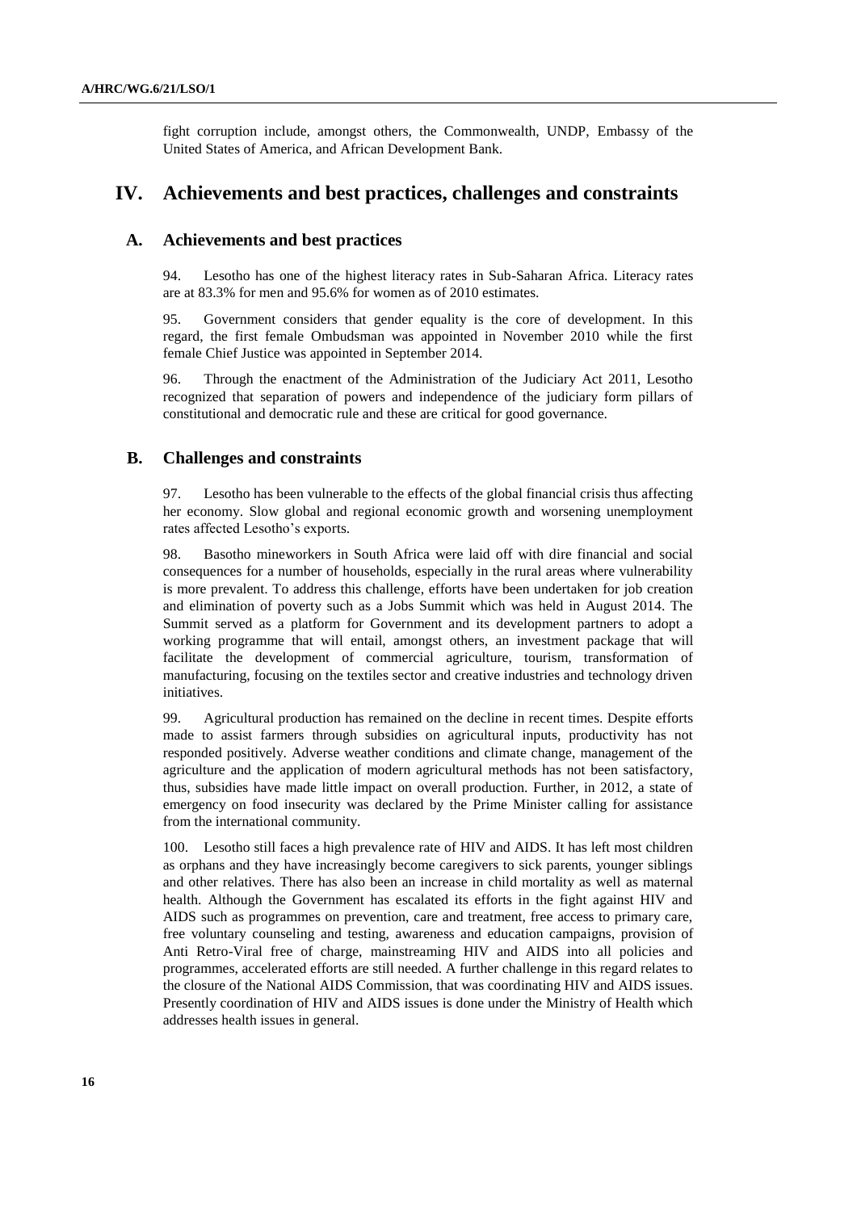fight corruption include, amongst others, the Commonwealth, UNDP, Embassy of the United States of America, and African Development Bank.

# IV. Achievements and best practices, challenges and constraints

## A. Achievements and best practices

94. Lesotho has one of the highest literacy rates in Sub-Saharan Africa. Literacy rates are at 83.3% for men and 95.6% for women as of 2010 estimates.

95. Government considers that gender equality is the core of development. In this regard, the first female Ombudsman was appointed in November 2010 while the first female Chief Justice was appointed in September 2014.

96. Through the enactment of the Administration of the Judiciary Act 2011, Lesotho recognized that separation of powers and independence of the judiciary form pillars of constitutional and democratic rule and these are critical for good governance.

## B. Challenges and constraints

97. Lesotho has been vulnerable to the effects of the global financial crisis thus affecting her economy. Slow global and regional economic growth and worsening unemployment rates affected Lesotho's exports.

98. Basotho mineworkers in South Africa were laid off with dire financial and social consequences for a number of households, especially in the rural areas where vulnerability is more prevalent. To address this challenge, efforts have been undertaken for job creation and elimination of poverty such as a Jobs Summit which was held in August 2014. The Summit served as a platform for Government and its development partners to adopt a working programme that will entail, amongst others, an investment package that will facilitate the development of commercial agriculture, tourism, transformation of manufacturing, focusing on the textiles sector and creative industries and technology driven initiatives.

99. Agricultural production has remained on the decline in recent times. Despite efforts made to assist farmers through subsidies on agricultural inputs, productivity has not responded positively. Adverse weather conditions and climate change, management of the agriculture and the application of modern agricultural methods has not been satisfactory, thus, subsidies have made little impact on overall production. Further, in 2012, a state of emergency on food insecurity was declared by the Prime Minister calling for assistance from the international community.

100. Lesotho still faces a high prevalence rate of HIV and AIDS. It has left most children as orphans and they have increasingly become caregivers to sick parents, younger siblings and other relatives. There has also been an increase in child mortality as well as maternal health. Although the Government has escalated its efforts in the fight against HIV and AIDS such as programmes on prevention, care and treatment, free access to primary care, free voluntary counseling and testing, awareness and education campaigns, provision of Anti Retro-Viral free of charge, mainstreaming HIV and AIDS into all policies and programmes, accelerated efforts are still needed. A further challenge in this regard relates to the closure of the National AIDS Commission, that was coordinating HIV and AIDS issues. Presently coordination of HIV and AIDS issues is done under the Ministry of Health which addresses health issues in general.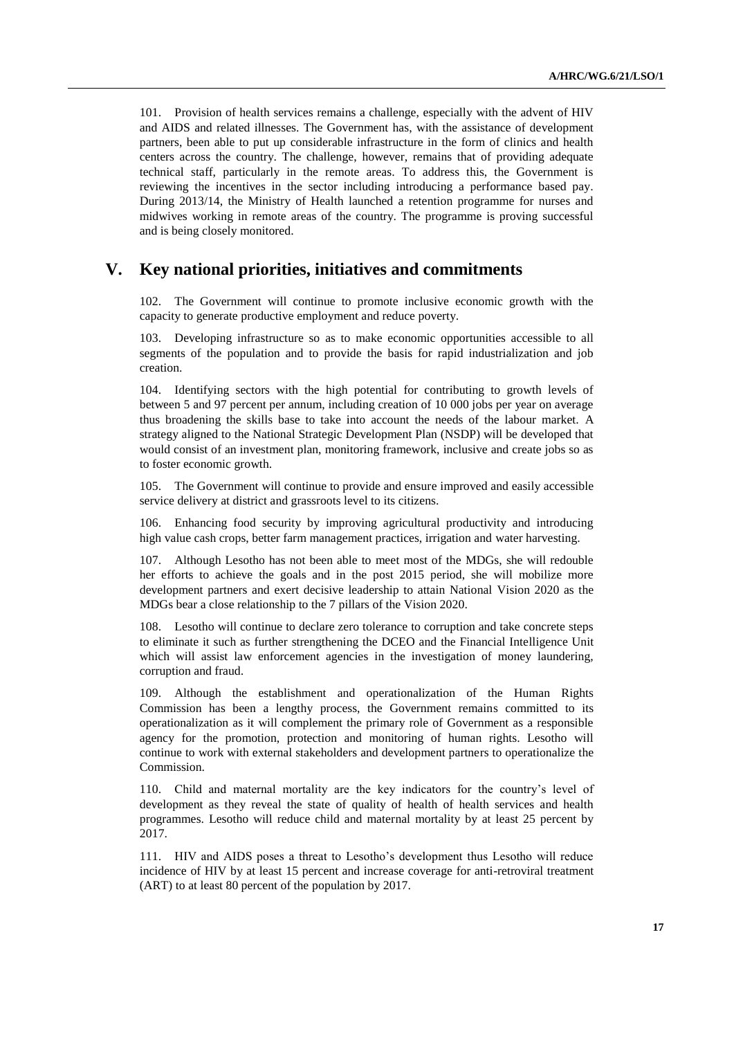101. Provision of health services remains a challenge, especially with the advent of HIV and AIDS and related illnesses. The Government has, with the assistance of development partners, been able to put up considerable infrastructure in the form of clinics and health centers across the country. The challenge, however, remains that of providing adequate technical staff, particularly in the remote areas. To address this, the Government is reviewing the incentives in the sector including introducing a performance based pay. During 2013/14, the Ministry of Health launched a retention programme for nurses and midwives working in remote areas of the country. The programme is proving successful and is being closely monitored.

# V. Key national priorities, initiatives and commitments

102. The Government will continue to promote inclusive economic growth with the capacity to generate productive employment and reduce poverty.

103. Developing infrastructure so as to make economic opportunities accessible to all segments of the population and to provide the basis for rapid industrialization and job creation.

104. Identifying sectors with the high potential for contributing to growth levels of between 5 and 97 percent per annum, including creation of 10 000 jobs per year on average thus broadening the skills base to take into account the needs of the labour market. A strategy aligned to the National Strategic Development Plan (NSDP) will be developed that would consist of an investment plan, monitoring framework, inclusive and create jobs so as to foster economic growth.

105. The Government will continue to provide and ensure improved and easily accessible service delivery at district and grassroots level to its citizens.

106. Enhancing food security by improving agricultural productivity and introducing high value cash crops, better farm management practices, irrigation and water harvesting.

107. Although Lesotho has not been able to meet most of the MDGs, she will redouble her efforts to achieve the goals and in the post 2015 period, she will mobilize more development partners and exert decisive leadership to attain National Vision 2020 as the MDGs bear a close relationship to the 7 pillars of the Vision 2020.

108. Lesotho will continue to declare zero tolerance to corruption and take concrete steps to eliminate it such as further strengthening the DCEO and the Financial Intelligence Unit which will assist law enforcement agencies in the investigation of money laundering, corruption and fraud.

109. Although the establishment and operationalization of the Human Rights Commission has been a lengthy process, the Government remains committed to its operationalization as it will complement the primary role of Government as a responsible agency for the promotion, protection and monitoring of human rights. Lesotho will continue to work with external stakeholders and development partners to operationalize the Commission.

110. Child and maternal mortality are the key indicators for the country's level of development as they reveal the state of quality of health of health services and health programmes. Lesotho will reduce child and maternal mortality by at least 25 percent by 2017.

111. HIV and AIDS poses a threat to Lesotho's development thus Lesotho will reduce incidence of HIV by at least 15 percent and increase coverage for anti-retroviral treatment (ART) to at least 80 percent of the population by 2017.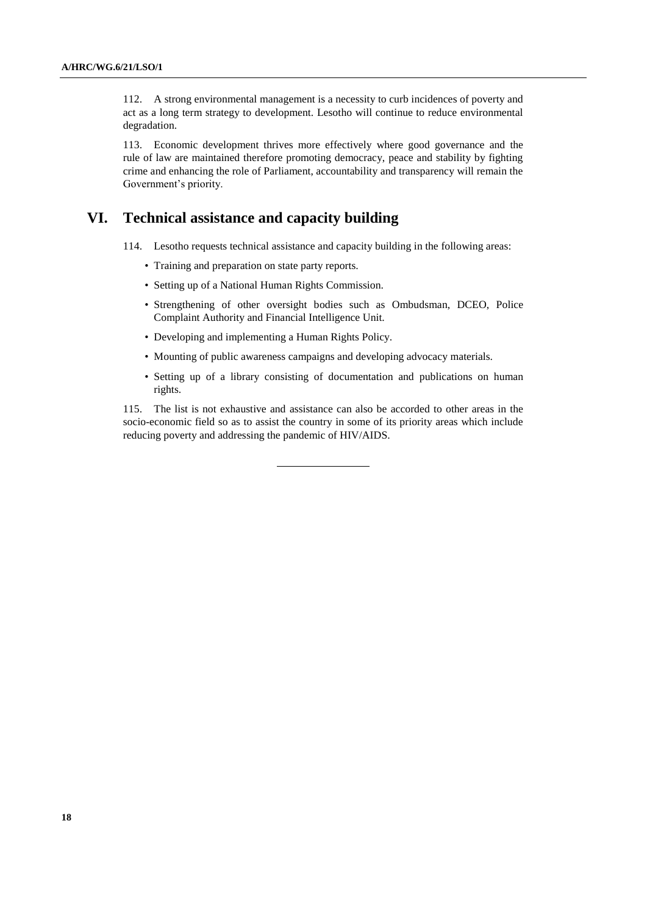112. A strong environmental management is a necessity to curb incidences of poverty and act as a long term strategy to development. Lesotho will continue to reduce environmental degradation.

113. Economic development thrives more effectively where good governance and the rule of law are maintained therefore promoting democracy, peace and stability by fighting crime and enhancing the role of Parliament, accountability and transparency will remain the Government's priority.

# VI. Technical assistance and capacity building

114. Lesotho requests technical assistance and capacity building in the following areas:

- Training and preparation on state party reports.
- Setting up of a National Human Rights Commission.
- Strengthening of other oversight bodies such as Ombudsman, DCEO, Police Complaint Authority and Financial Intelligence Unit.
- Developing and implementing a Human Rights Policy.
- Mounting of public awareness campaigns and developing advocacy materials.
- Setting up of a library consisting of documentation and publications on human rights.

115. The list is not exhaustive and assistance can also be accorded to other areas in the socio-economic field so as to assist the country in some of its priority areas which include reducing poverty and addressing the pandemic of HIV/AIDS.